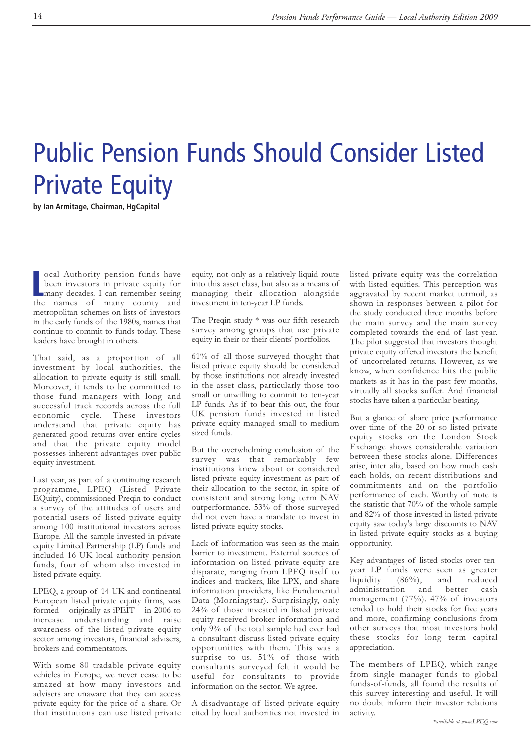# Public Pension Funds Should Consider Listed Private Equity

**by Ian Armitage, Chairman, HgCapital**

Local Authority pension funds have been investors in private equity for many decades. I can remember seeing the names of many county and metropolitan schemes on lists of investors in the early funds of the 1980s, names that continue to commit to funds today. These leaders have brought in others.

That said, as a proportion of all investment by local authorities, the allocation to private equity is still small. Moreover, it tends to be committed to those fund managers with long and successful track records across the full economic cycle. These investors understand that private equity has generated good returns over entire cycles and that the private equity model possesses inherent advantages over public equity investment.

Last year, as part of a continuing research programme, LPEQ (Listed Private EQuity), commissioned Preqin to conduct a survey of the attitudes of users and potential users of listed private equity among 100 institutional investors across Europe. All the sample invested in private equity Limited Partnership (LP) funds and included 16 UK local authority pension funds, four of whom also invested in listed private equity.

LPEQ, a group of 14 UK and continental European listed private equity firms, was formed – originally as iPEIT – in 2006 to increase understanding and raise awareness of the listed private equity sector among investors, financial advisers, brokers and commentators.

With some 80 tradable private equity vehicles in Europe, we never cease to be amazed at how many investors and advisers are unaware that they can access private equity for the price of a share. Or that institutions can use listed private equity, not only as a relatively liquid route into this asset class, but also as a means of managing their allocation alongside investment in ten-year LP funds.

The Preqin study * was our fifth research survey among groups that use private equity in their or their clients' portfolios.

61% of all those surveyed thought that listed private equity should be considered by those institutions not already invested in the asset class, particularly those too small or unwilling to commit to ten-year LP funds. As if to bear this out, the four UK pension funds invested in listed private equity managed small to medium sized funds.

But the overwhelming conclusion of the survey was that remarkably few institutions knew about or considered listed private equity investment as part of their allocation to the sector, in spite of consistent and strong long term NAV outperformance. 53% of those surveyed did not even have a mandate to invest in listed private equity stocks.

Lack of information was seen as the main barrier to investment. External sources of information on listed private equity are disparate, ranging from LPEQ itself to indices and trackers, like LPX, and share information providers, like Fundamental Data (Morningstar). Surprisingly, only 24% of those invested in listed private equity received broker information and only 9% of the total sample had ever had a consultant discuss listed private equity opportunities with them. This was a surprise to us. 51% of those with consultants surveyed felt it would be useful for consultants to provide information on the sector. We agree.

A disadvantage of listed private equity cited by local authorities not invested in listed private equity was the correlation with listed equities. This perception was aggravated by recent market turmoil, as shown in responses between a pilot for the study conducted three months before the main survey and the main survey completed towards the end of last year. The pilot suggested that investors thought private equity offered investors the benefit of uncorrelated returns. However, as we know, when confidence hits the public markets as it has in the past few months, virtually all stocks suffer. And financial stocks have taken a particular beating.

But a glance of share price performance over time of the 20 or so listed private equity stocks on the London Stock Exchange shows considerable variation between these stocks alone. Differences arise, inter alia, based on how much cash each holds, on recent distributions and commitments and on the portfolio performance of each. Worthy of note is the statistic that 70% of the whole sample and 82% of those invested in listed private equity saw today's large discounts to NAV in listed private equity stocks as a buying opportunity.

Key advantages of listed stocks over ten-year LP funds were seen as greater liquidity (86%), and reduced administration and better cash management (77%). 47% of investors tended to hold their stocks for five years and more, confirming conclusions from other surveys that most investors hold these stocks for long term capital appreciation.

The members of LPEQ, which range from single manager funds to global funds-of-funds, all found the results of this survey interesting and useful. It will no doubt inform their investor relations activity.

*\*available at www.LPEQ.com*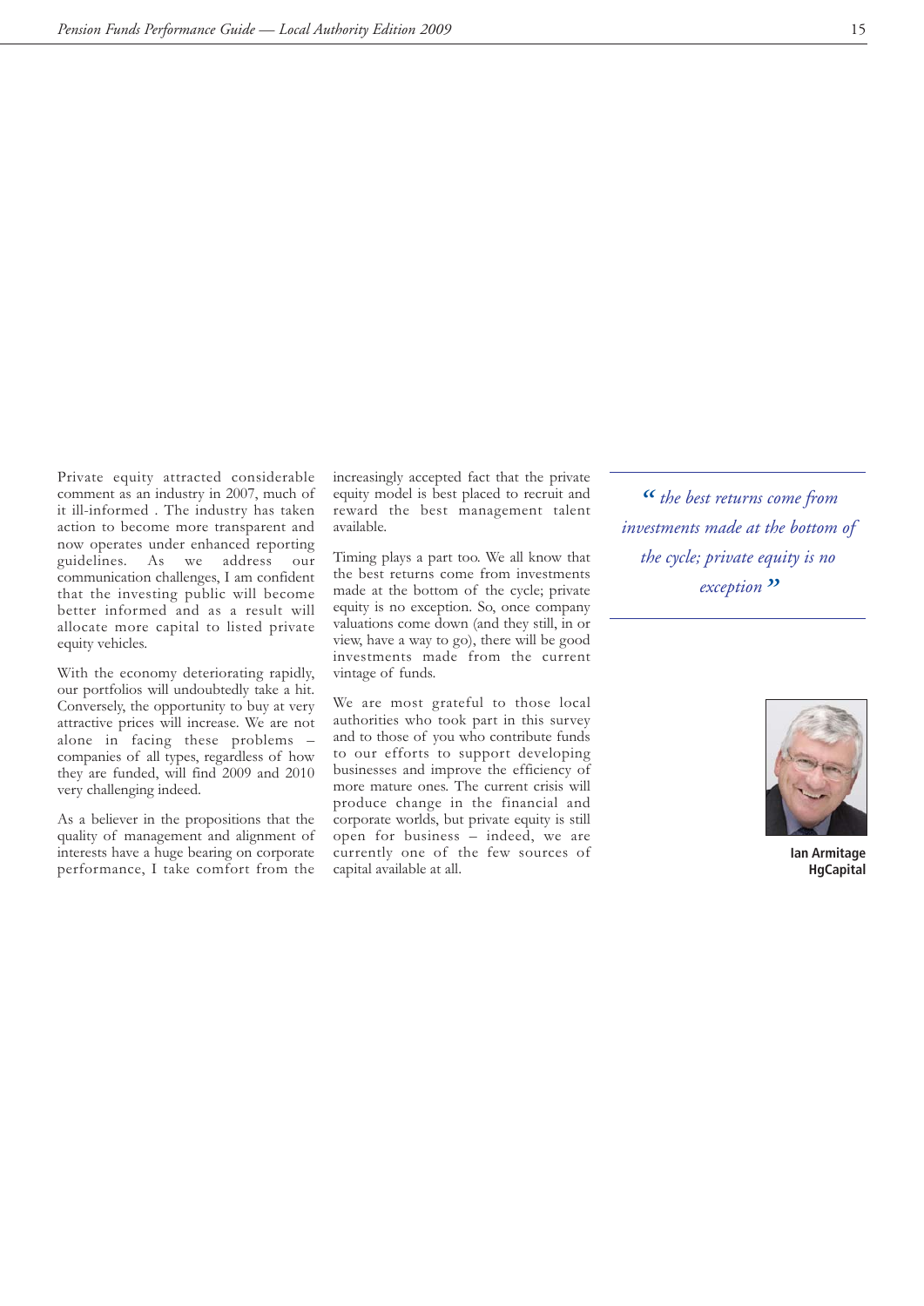Private equity attracted considerable comment as an industry in 2007, much of it ill-informed . The industry has taken action to become more transparent and now operates under enhanced reporting guidelines. As we address our communication challenges, I am confident that the investing public will become better informed and as a result will allocate more capital to listed private equity vehicles.

With the economy deteriorating rapidly, our portfolios will undoubtedly take a hit. Conversely, the opportunity to buy at very attractive prices will increase. We are not alone in facing these problems – companies of all types, regardless of how they are funded, will find 2009 and 2010 very challenging indeed.

As a believer in the propositions that the quality of management and alignment of interests have a huge bearing on corporate performance, I take comfort from the increasingly accepted fact that the private equity model is best placed to recruit and reward the best management talent available.

Timing plays a part too. We all know that the best returns come from investments made at the bottom of the cycle; private equity is no exception. So, once company valuations come down (and they still, in or view, have a way to go), there will be good investments made from the current vintage of funds.

We are most grateful to those local authorities who took part in this survey and to those of you who contribute funds to our efforts to support developing businesses and improve the efficiency of more mature ones. The current crisis will produce change in the financial and corporate worlds, but private equity is still open for business – indeed, we are currently one of the few sources of capital available at all.

*“ the best returns come from investments made at the bottom of the cycle; private equity is no exception ”*

**Ian Armitage**
**HgCapital**